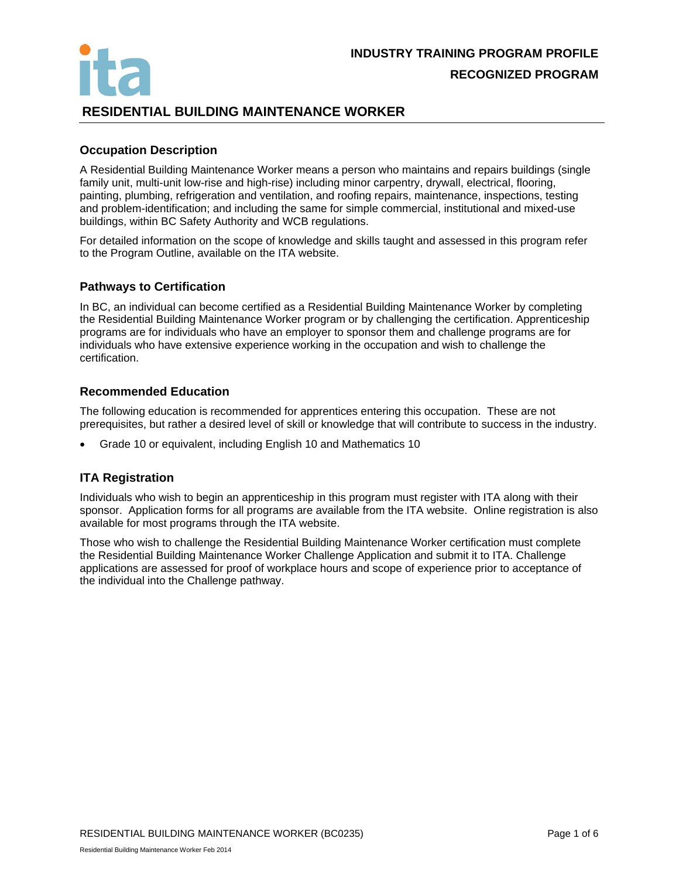**INDUSTRY TRAINING PROGRAM PROFILE**

**RECOGNIZED PROGRAM**

# RESIDENTIAL BUILDING MAINTENANCE WORKER

## Occupation Description

A Residential Building Maintenance Worker means a person who maintains and repairs buildings (single family unit, multi-unit low-rise and high-rise) including minor carpentry, drywall, electrical, flooring, painting, plumbing, refrigeration and ventilation, and roofing repairs, maintenance, inspections, testing and problem-identification; and including the same for simple commercial, institutional and mixed-use buildings, within BC Safety Authority and WCB regulations.

For detailed information on the scope of knowledge and skills taught and assessed in this program refer to the Program Outline, available on the ITA website.

## Pathways to Certification

In BC, an individual can become certified as a Residential Building Maintenance Worker by completing the Residential Building Maintenance Worker program or by challenging the certification. Apprenticeship programs are for individuals who have an employer to sponsor them and challenge programs are for individuals who have extensive experience working in the occupation and wish to challenge the certification.

## Recommended Education

The following education is recommended for apprentices entering this occupation. These are not prerequisites, but rather a desired level of skill or knowledge that will contribute to success in the industry.

- Grade 10 or equivalent, including English 10 and Mathematics 10

## ITA Registration

Individuals who wish to begin an apprenticeship in this program must register with ITA along with their sponsor. Application forms for all programs are available from the ITA website. Online registration is also available for most programs through the ITA website.

Those who wish to challenge the Residential Building Maintenance Worker certification must complete the Residential Building Maintenance Worker Challenge Application and submit it to ITA. Challenge applications are assessed for proof of workplace hours and scope of experience prior to acceptance of the individual into the Challenge pathway.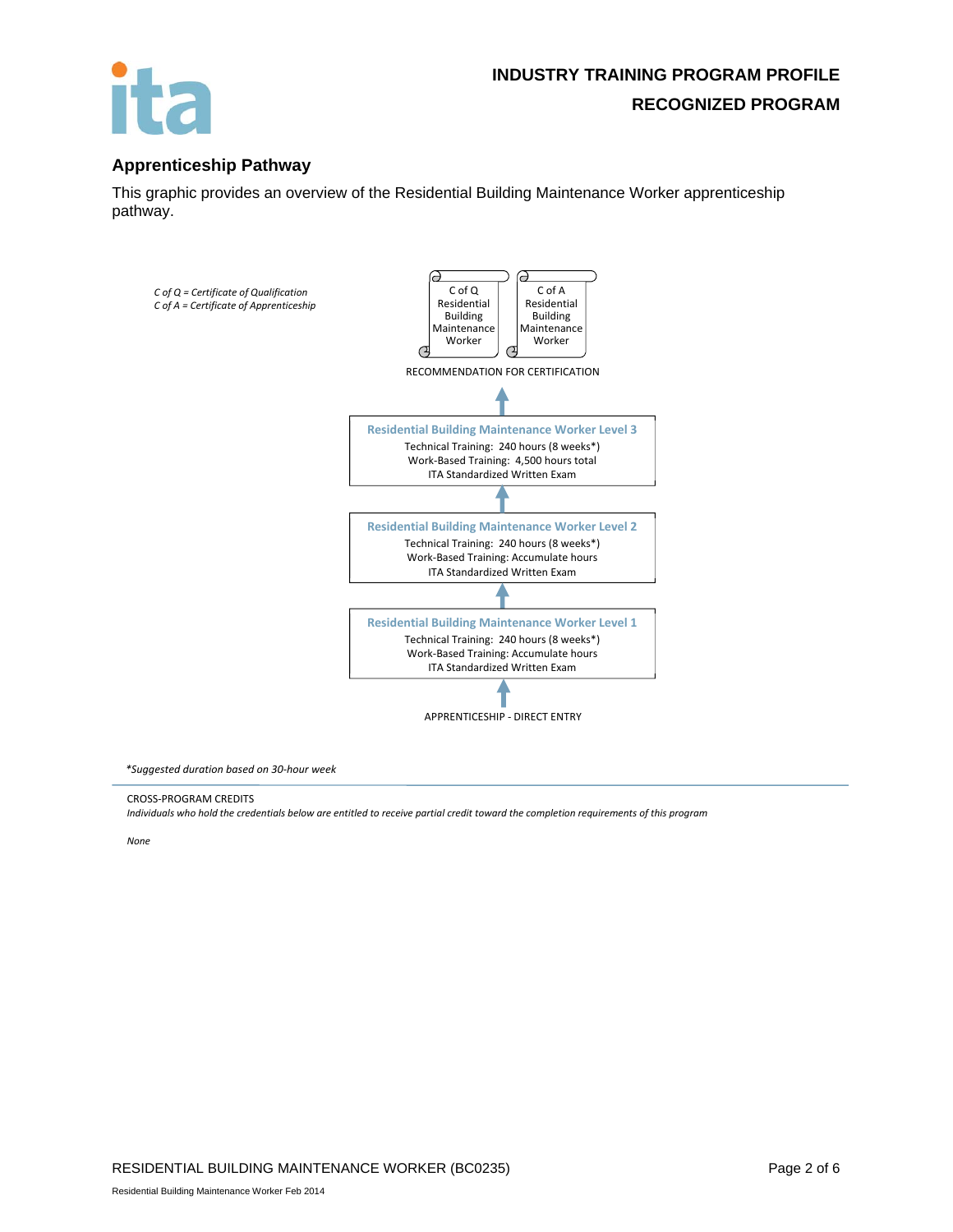## Apprenticeship Pathway

This graphic provides an overview of the Residential Building Maintenance Worker apprenticeship pathway.

*C of Q = Certificate of Qualification*
*C of A = Certificate of Apprenticeship*

C of Q Residential Building Maintenance Worker

C of A Residential Building Maintenance Worker

RECOMMENDATION FOR CERTIFICATION

**Residential Building Maintenance Worker Level 3**
Technical Training: 240 hours (8 weeks*)
Work-Based Training: 4,500 hours total
ITA Standardized Written Exam

**Residential Building Maintenance Worker Level 2**
Technical Training: 240 hours (8 weeks*)
Work-Based Training: Accumulate hours
ITA Standardized Written Exam

**Residential Building Maintenance Worker Level 1**
Technical Training: 240 hours (8 weeks*)
Work-Based Training: Accumulate hours
ITA Standardized Written Exam

APPRENTICESHIP - DIRECT ENTRY

*Suggested duration based on 30-hour week*

CROSS-PROGRAM CREDITS

*Individuals who hold the credentials below are entitled to receive partial credit toward the completion requirements of this program*

*None*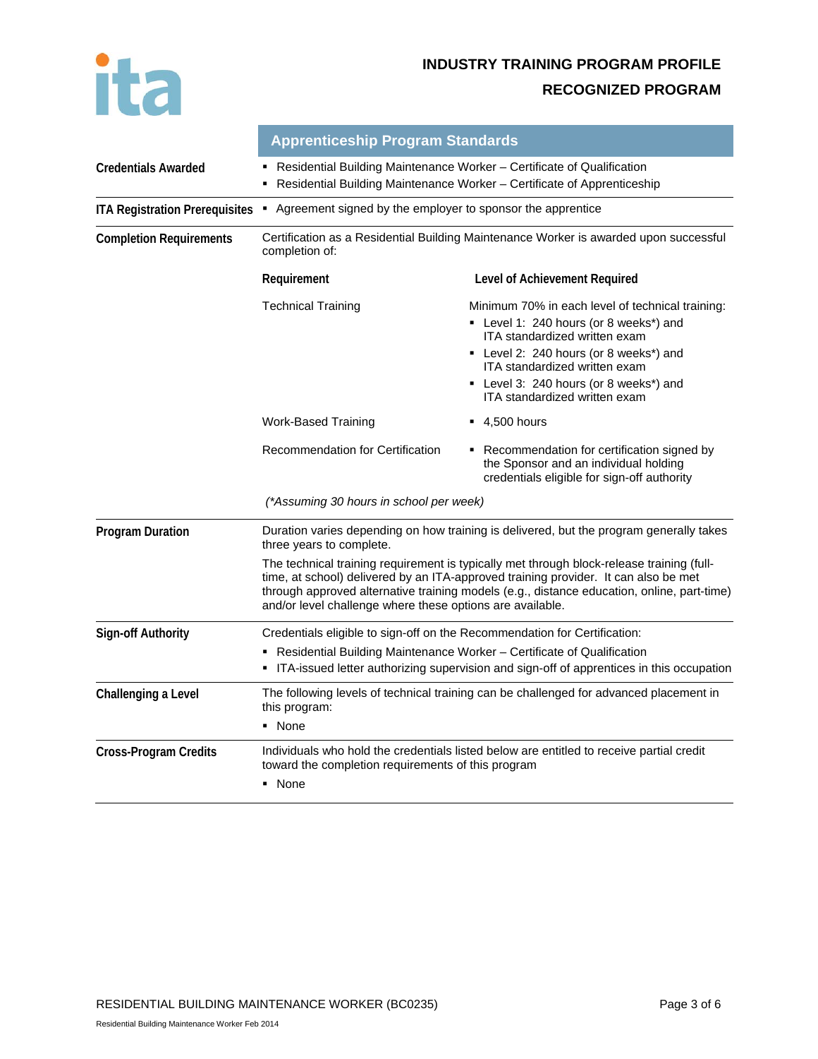# INDUSTRY TRAINING PROGRAM PROFILE

## RECOGNIZED PROGRAM

## Apprenticeship Program Standards

**Credentials Awarded**

- Residential Building Maintenance Worker – Certificate of Qualification
- Residential Building Maintenance Worker – Certificate of Apprenticeship

**ITA Registration Prerequisites**

- Agreement signed by the employer to sponsor the apprentice

**Completion Requirements**

Certification as a Residential Building Maintenance Worker is awarded upon successful completion of:

| Requirement | Level of Achievement Required |
|---|---|
| Technical Training | Minimum 70% in each level of technical training:<br>▪ Level 1: 240 hours (or 8 weeks*) and ITA standardized written exam<br>▪ Level 2: 240 hours (or 8 weeks*) and ITA standardized written exam<br>▪ Level 3: 240 hours (or 8 weeks*) and ITA standardized written exam |
| Work-Based Training | ▪ 4,500 hours |
| Recommendation for Certification | ▪ Recommendation for certification signed by the Sponsor and an individual holding credentials eligible for sign-off authority |

*(*Assuming 30 hours in school per week)*

**Program Duration**

Duration varies depending on how training is delivered, but the program generally takes three years to complete.

The technical training requirement is typically met through block-release training (full-time, at school) delivered by an ITA-approved training provider. It can also be met through approved alternative training models (e.g., distance education, online, part-time) and/or level challenge where these options are available.

**Sign-off Authority**

Credentials eligible to sign-off on the Recommendation for Certification:

- Residential Building Maintenance Worker – Certificate of Qualification
- ITA-issued letter authorizing supervision and sign-off of apprentices in this occupation

**Challenging a Level**

The following levels of technical training can be challenged for advanced placement in this program:

- None

**Cross-Program Credits**

Individuals who hold the credentials listed below are entitled to receive partial credit toward the completion requirements of this program

- None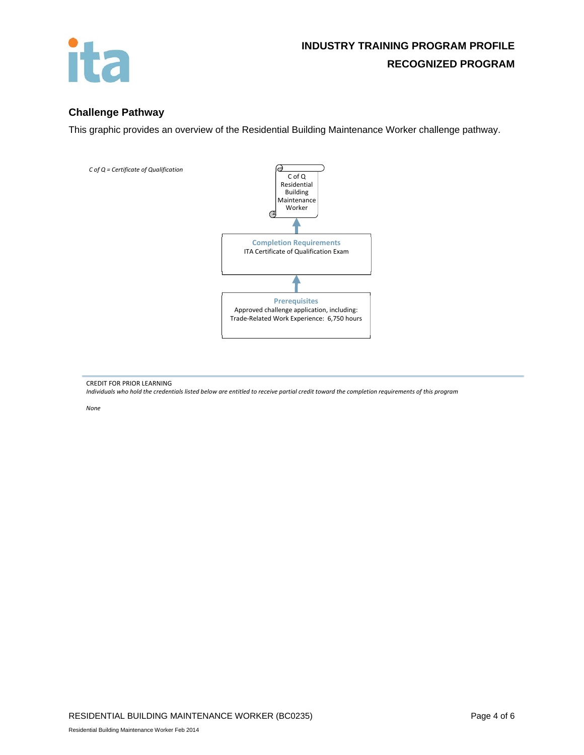## Challenge Pathway

This graphic provides an overview of the Residential Building Maintenance Worker challenge pathway.

*C of Q = Certificate of Qualification*

**C of Q Residential Building Maintenance Worker**

↑

**Completion Requirements**
ITA Certificate of Qualification Exam

↑

**Prerequisites**
Approved challenge application, including:
Trade-Related Work Experience: 6,750 hours

CREDIT FOR PRIOR LEARNING

*Individuals who hold the credentials listed below are entitled to receive partial credit toward the completion requirements of this program*

*None*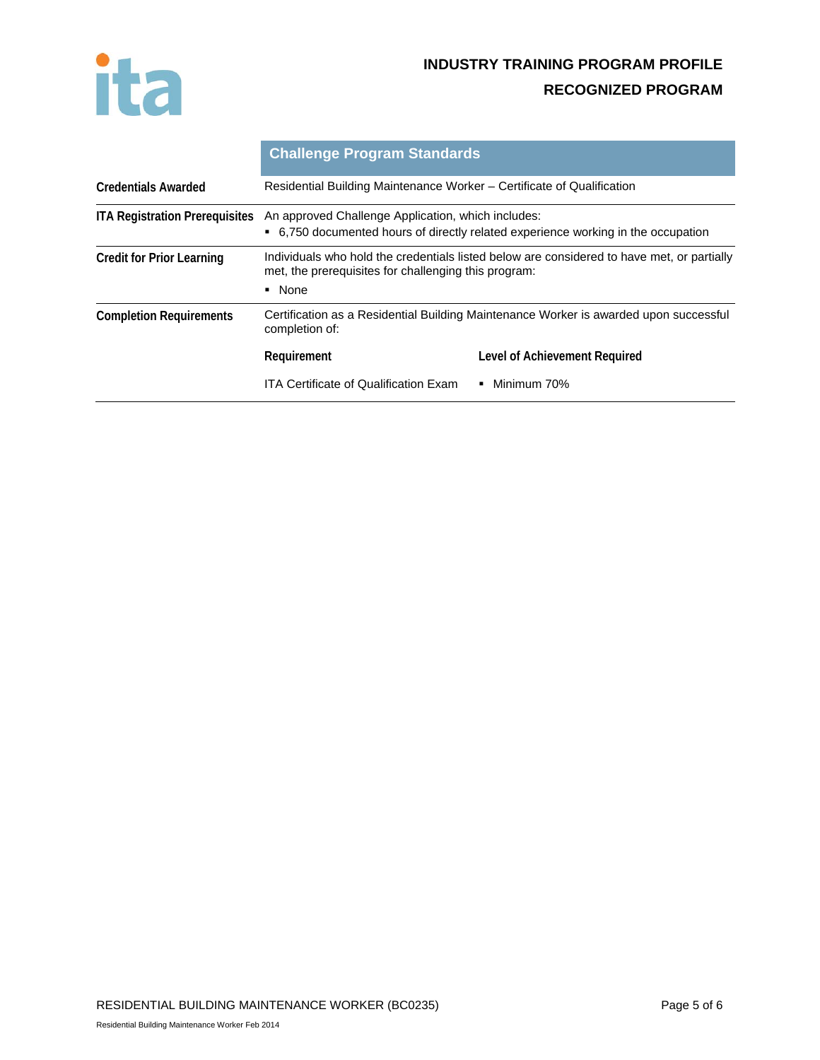## Challenge Program Standards

| | |
|---|---|
| **Credentials Awarded** | Residential Building Maintenance Worker – Certificate of Qualification |
| **ITA Registration Prerequisites** | An approved Challenge Application, which includes:<br>▪ 6,750 documented hours of directly related experience working in the occupation |
| **Credit for Prior Learning** | Individuals who hold the credentials listed below are considered to have met, or partially met, the prerequisites for challenging this program:<br>▪ None |
| **Completion Requirements** | Certification as a Residential Building Maintenance Worker is awarded upon successful completion of: |

| Requirement | Level of Achievement Required |
|---|---|
| ITA Certificate of Qualification Exam | ▪ Minimum 70% |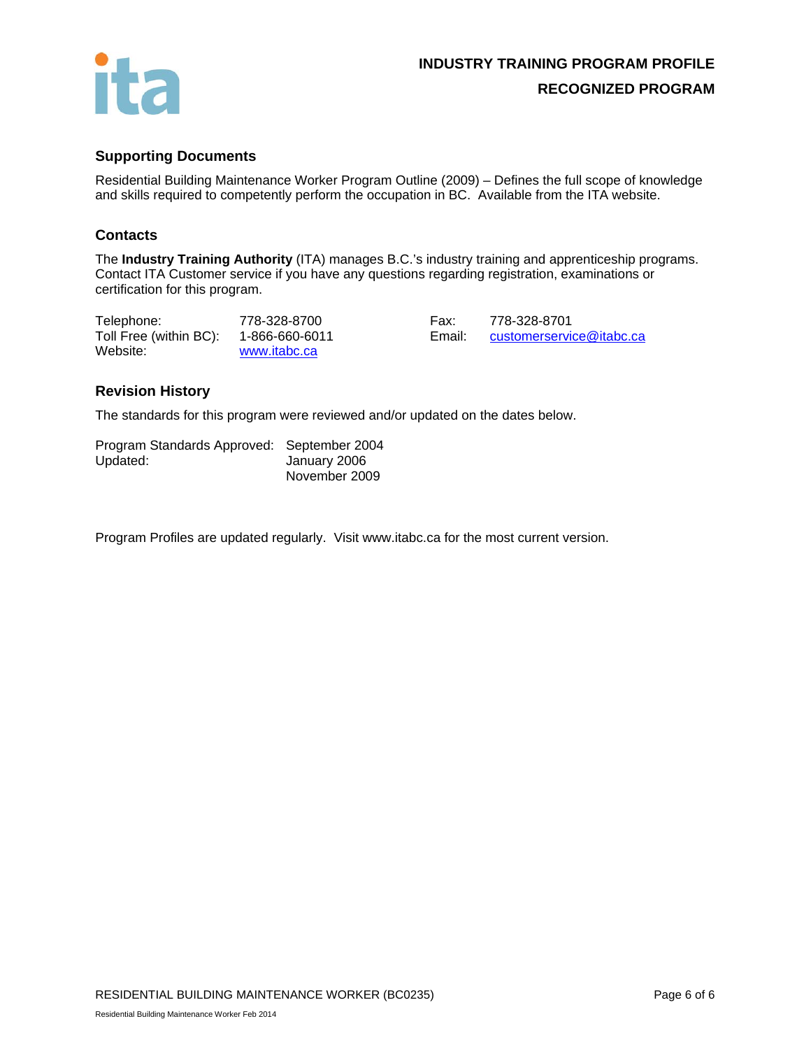## Supporting Documents

Residential Building Maintenance Worker Program Outline (2009) – Defines the full scope of knowledge and skills required to competently perform the occupation in BC. Available from the ITA website.

## Contacts

The **Industry Training Authority** (ITA) manages B.C.'s industry training and apprenticeship programs. Contact ITA Customer service if you have any questions regarding registration, examinations or certification for this program.

| | | | |
|---|---|---|---|
| Telephone: | 778-328-8700 | Fax: | 778-328-8701 |
| Toll Free (within BC): | 1-866-660-6011 | Email: | customerservice@itabc.ca |
| Website: | www.itabc.ca | | |

## Revision History

The standards for this program were reviewed and/or updated on the dates below.

| | |
|---|---|
| Program Standards Approved: | September 2004 |
| Updated: | January 2006 |
| | November 2009 |

Program Profiles are updated regularly. Visit www.itabc.ca for the most current version.